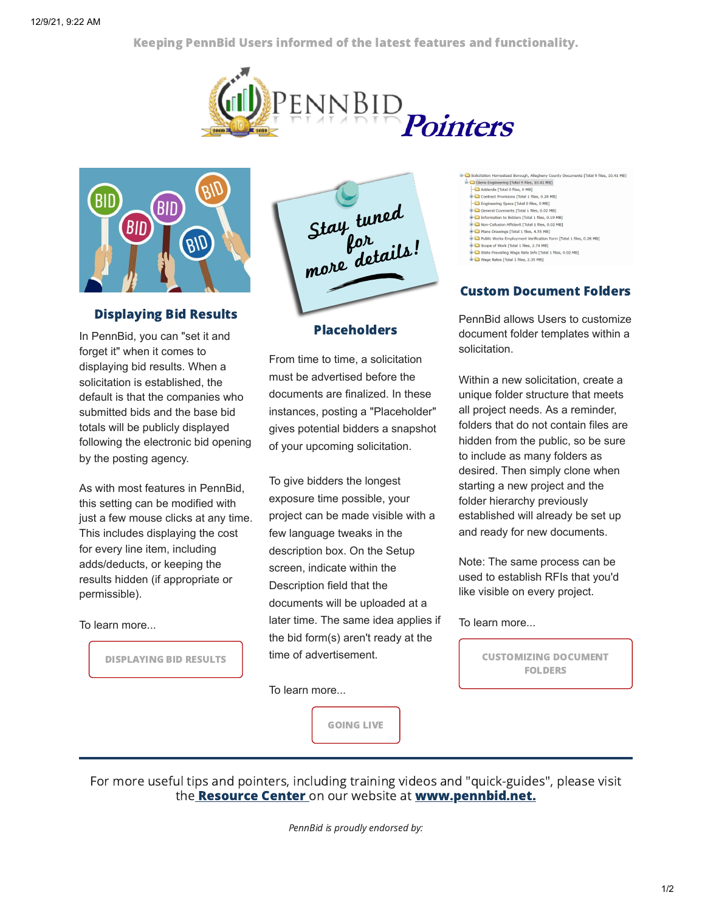Keeping PennBid Users informed of the latest features and functionality.

# PennBid Pointers

## Displaying Bid Results

In PennBid, you can "set it and forget it" when it comes to displaying bid results. When a solicitation is established, the default is that the companies who submitted bids and the base bid totals will be publicly displayed following the electronic bid opening by the posting agency.

As with most features in PennBid, this setting can be modified with just a few mouse clicks at any time. This includes displaying the cost for every line item, including adds/deducts, or keeping the results hidden (if appropriate or permissible).

To learn more...

DISPLAYING BID RESULTS

## Placeholders

From time to time, a solicitation must be advertised before the documents are finalized. In these instances, posting a "Placeholder" gives potential bidders a snapshot of your upcoming solicitation.

To give bidders the longest exposure time possible, your project can be made visible with a few language tweaks in the description box. On the Setup screen, indicate within the Description field that the documents will be uploaded at a later time. The same idea applies if the bid form(s) aren't ready at the time of advertisement.

To learn more...

GOING LIVE

## Custom Document Folders

PennBid allows Users to customize document folder templates within a solicitation.

Within a new solicitation, create a unique folder structure that meets all project needs. As a reminder, folders that do not contain files are hidden from the public, so be sure to include as many folders as desired. Then simply clone when starting a new project and the folder hierarchy previously established will already be set up and ready for new documents.

Note: The same process can be used to establish RFIs that you'd like visible on every project.

To learn more...

CUSTOMIZING DOCUMENT FOLDERS

---

For more useful tips and pointers, including training videos and "quick-guides", please visit the **Resource Center** on our website at **www.pennbid.net.**

*PennBid is proudly endorsed by:*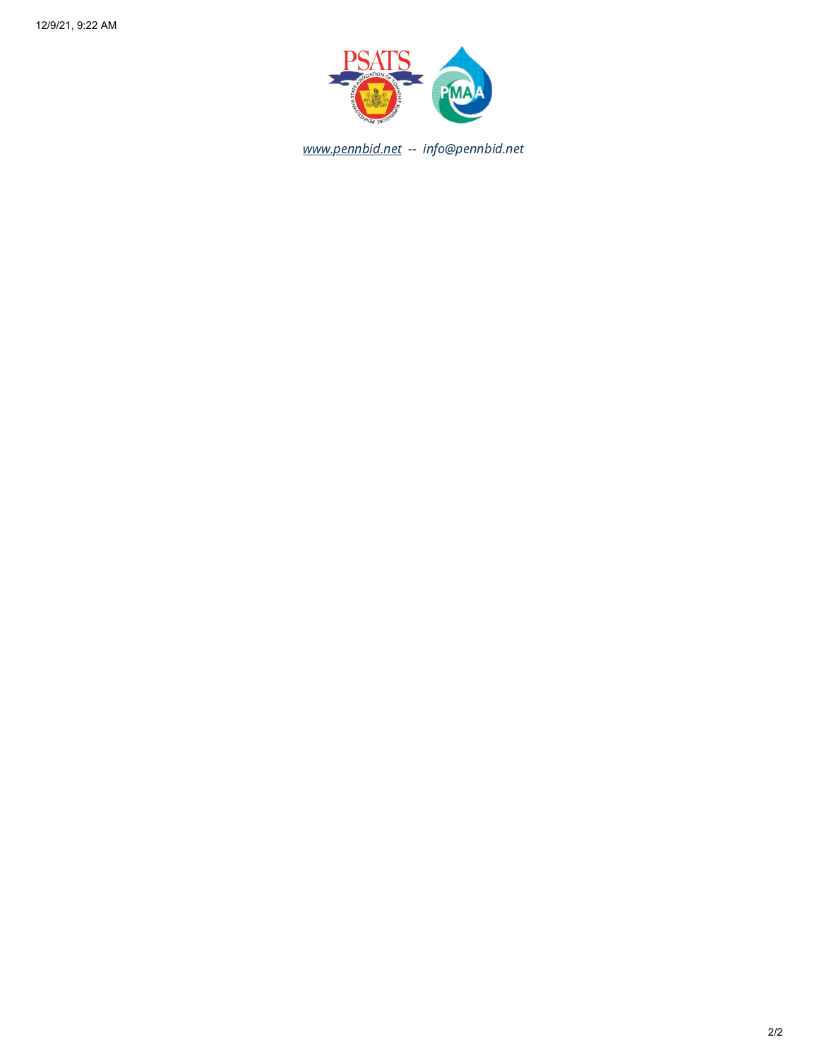*www.pennbid.net -- info@pennbid.net*